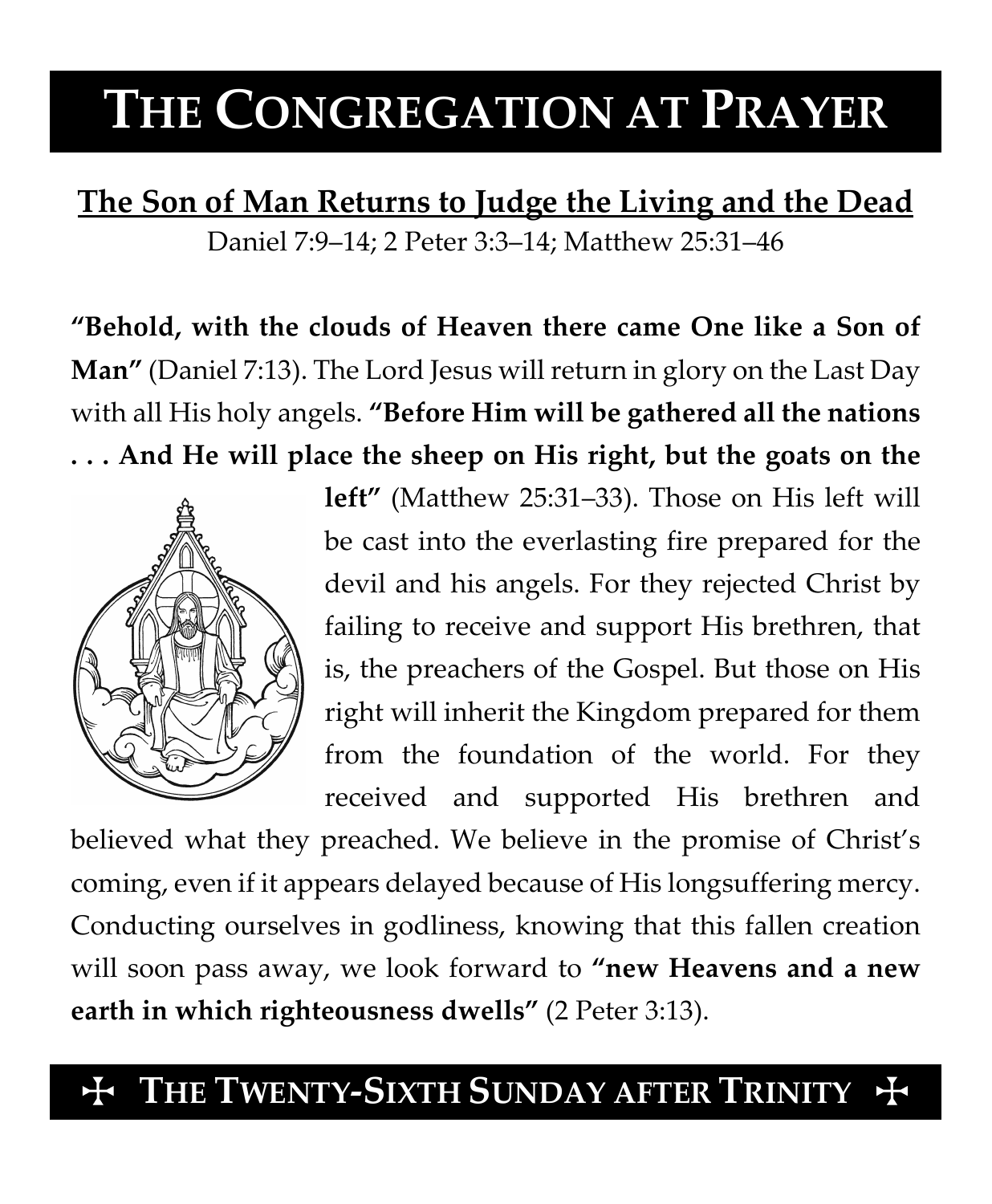# THE CONGREGATION AT PRAYER

## The Son of Man Returns to Judge the Living and the Dead

Daniel 7:9–14; 2 Peter 3:3–14; Matthew 25:31–46

**"Behold, with the clouds of Heaven there came One like a Son of Man"** (Daniel 7:13). The Lord Jesus will return in glory on the Last Day with all His holy angels. **"Before Him will be gathered all the nations . . . And He will place the sheep on His right, but the goats on the left"** (Matthew 25:31–33). Those on His left will be cast into the everlasting fire prepared for the devil and his angels. For they rejected Christ by failing to receive and support His brethren, that is, the preachers of the Gospel. But those on His right will inherit the Kingdom prepared for them from the foundation of the world. For they received and supported His brethren and believed what they preached. We believe in the promise of Christ's coming, even if it appears delayed because of His longsuffering mercy. Conducting ourselves in godliness, knowing that this fallen creation will soon pass away, we look forward to **"new Heavens and a new earth in which righteousness dwells"** (2 Peter 3:13).

## ✠ THE TWENTY-SIXTH SUNDAY AFTER TRINITY ✠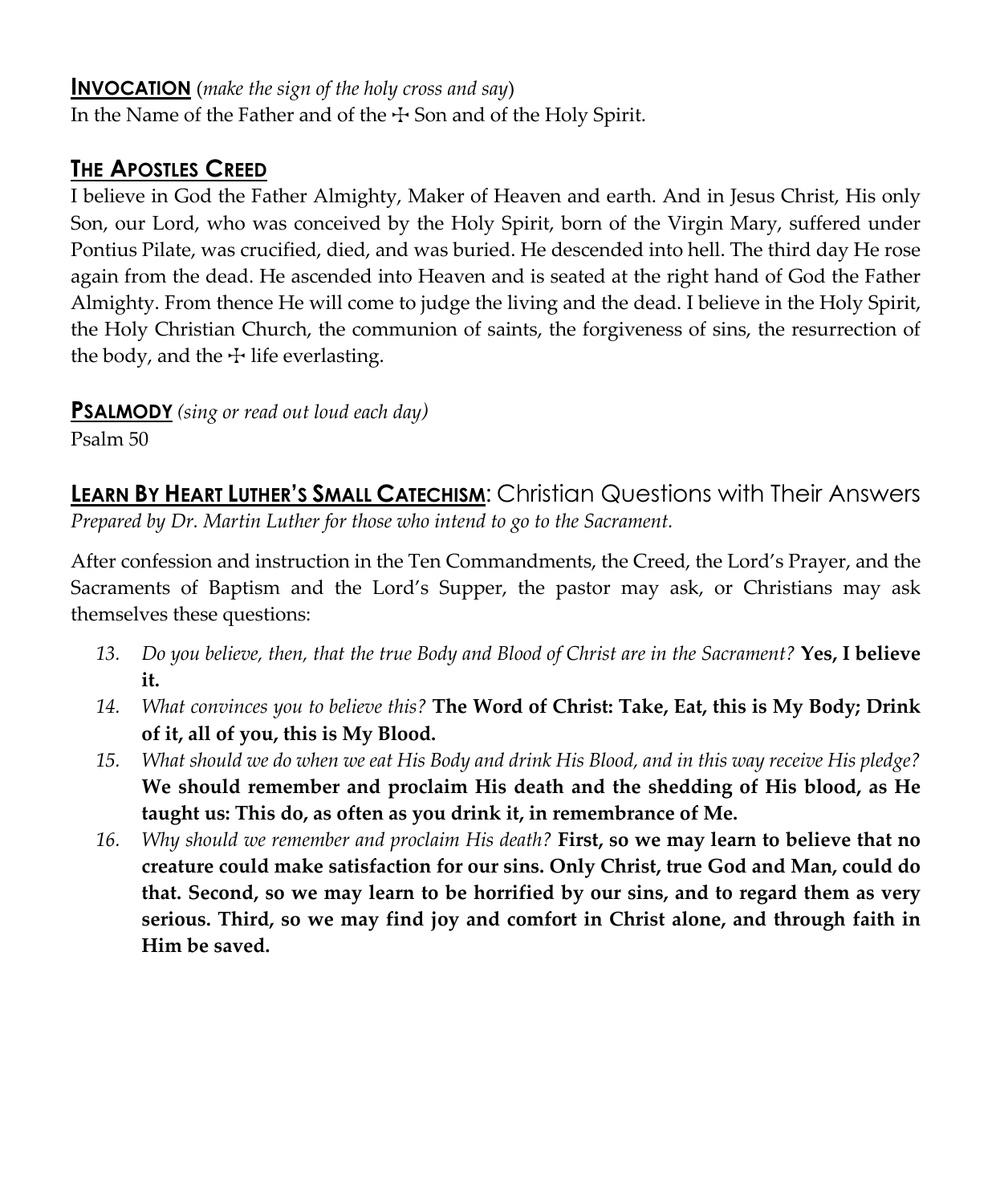## **INVOCATION** (*make the sign of the holy cross and say*)

In the Name of the Father and of the ☩ Son and of the Holy Spirit.

## **THE APOSTLES CREED**

I believe in God the Father Almighty, Maker of Heaven and earth. And in Jesus Christ, His only Son, our Lord, who was conceived by the Holy Spirit, born of the Virgin Mary, suffered under Pontius Pilate, was crucified, died, and was buried. He descended into hell. The third day He rose again from the dead. He ascended into Heaven and is seated at the right hand of God the Father Almighty. From thence He will come to judge the living and the dead. I believe in the Holy Spirit, the Holy Christian Church, the communion of saints, the forgiveness of sins, the resurrection of the body, and the ☩ life everlasting.

## **PSALMODY** *(sing or read out loud each day)*

Psalm 50

## **LEARN BY HEART LUTHER'S SMALL CATECHISM**: Christian Questions with Their Answers

*Prepared by Dr. Martin Luther for those who intend to go to the Sacrament.*

After confession and instruction in the Ten Commandments, the Creed, the Lord's Prayer, and the Sacraments of Baptism and the Lord's Supper, the pastor may ask, or Christians may ask themselves these questions:

13. *Do you believe, then, that the true Body and Blood of Christ are in the Sacrament?* **Yes, I believe it.**
14. *What convinces you to believe this?* **The Word of Christ: Take, Eat, this is My Body; Drink of it, all of you, this is My Blood.**
15. *What should we do when we eat His Body and drink His Blood, and in this way receive His pledge?* **We should remember and proclaim His death and the shedding of His blood, as He taught us: This do, as often as you drink it, in remembrance of Me.**
16. *Why should we remember and proclaim His death?* **First, so we may learn to believe that no creature could make satisfaction for our sins. Only Christ, true God and Man, could do that. Second, so we may learn to be horrified by our sins, and to regard them as very serious. Third, so we may find joy and comfort in Christ alone, and through faith in Him be saved.**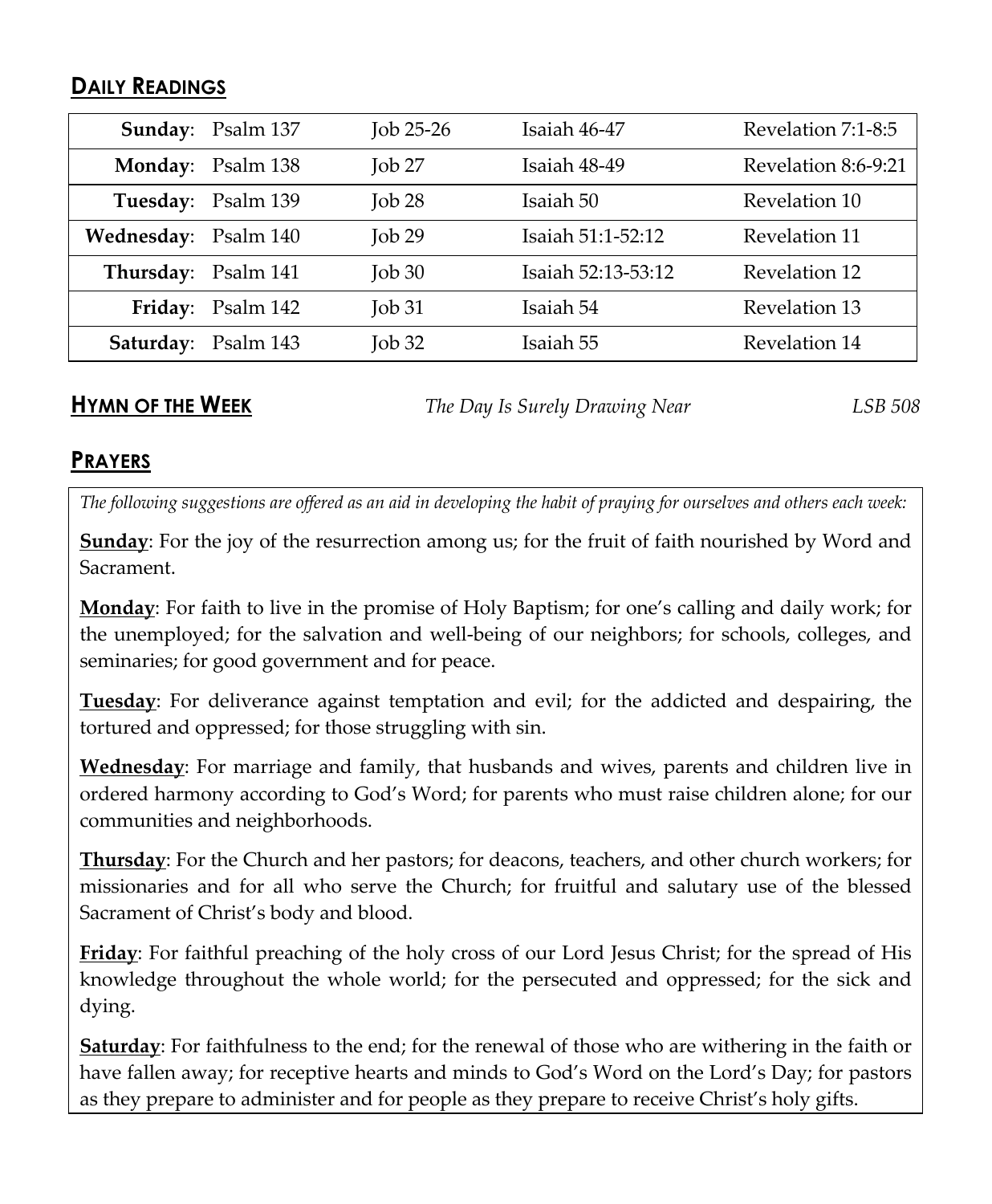## DAILY READINGS

| | | | | |
|---|---|---|---|---|
| **Sunday**: | Psalm 137 | Job 25-26 | Isaiah 46-47 | Revelation 7:1-8:5 |
| **Monday**: | Psalm 138 | Job 27 | Isaiah 48-49 | Revelation 8:6-9:21 |
| **Tuesday**: | Psalm 139 | Job 28 | Isaiah 50 | Revelation 10 |
| **Wednesday**: | Psalm 140 | Job 29 | Isaiah 51:1-52:12 | Revelation 11 |
| **Thursday**: | Psalm 141 | Job 30 | Isaiah 52:13-53:12 | Revelation 12 |
| **Friday**: | Psalm 142 | Job 31 | Isaiah 54 | Revelation 13 |
| **Saturday**: | Psalm 143 | Job 32 | Isaiah 55 | Revelation 14 |

## HYMN OF THE WEEK

*The Day Is Surely Drawing Near* *LSB 508*

## PRAYERS

*The following suggestions are offered as an aid in developing the habit of praying for ourselves and others each week:*

**Sunday**: For the joy of the resurrection among us; for the fruit of faith nourished by Word and Sacrament.

**Monday**: For faith to live in the promise of Holy Baptism; for one's calling and daily work; for the unemployed; for the salvation and well-being of our neighbors; for schools, colleges, and seminaries; for good government and for peace.

**Tuesday**: For deliverance against temptation and evil; for the addicted and despairing, the tortured and oppressed; for those struggling with sin.

**Wednesday**: For marriage and family, that husbands and wives, parents and children live in ordered harmony according to God's Word; for parents who must raise children alone; for our communities and neighborhoods.

**Thursday**: For the Church and her pastors; for deacons, teachers, and other church workers; for missionaries and for all who serve the Church; for fruitful and salutary use of the blessed Sacrament of Christ's body and blood.

**Friday**: For faithful preaching of the holy cross of our Lord Jesus Christ; for the spread of His knowledge throughout the whole world; for the persecuted and oppressed; for the sick and dying.

**Saturday**: For faithfulness to the end; for the renewal of those who are withering in the faith or have fallen away; for receptive hearts and minds to God's Word on the Lord's Day; for pastors as they prepare to administer and for people as they prepare to receive Christ's holy gifts.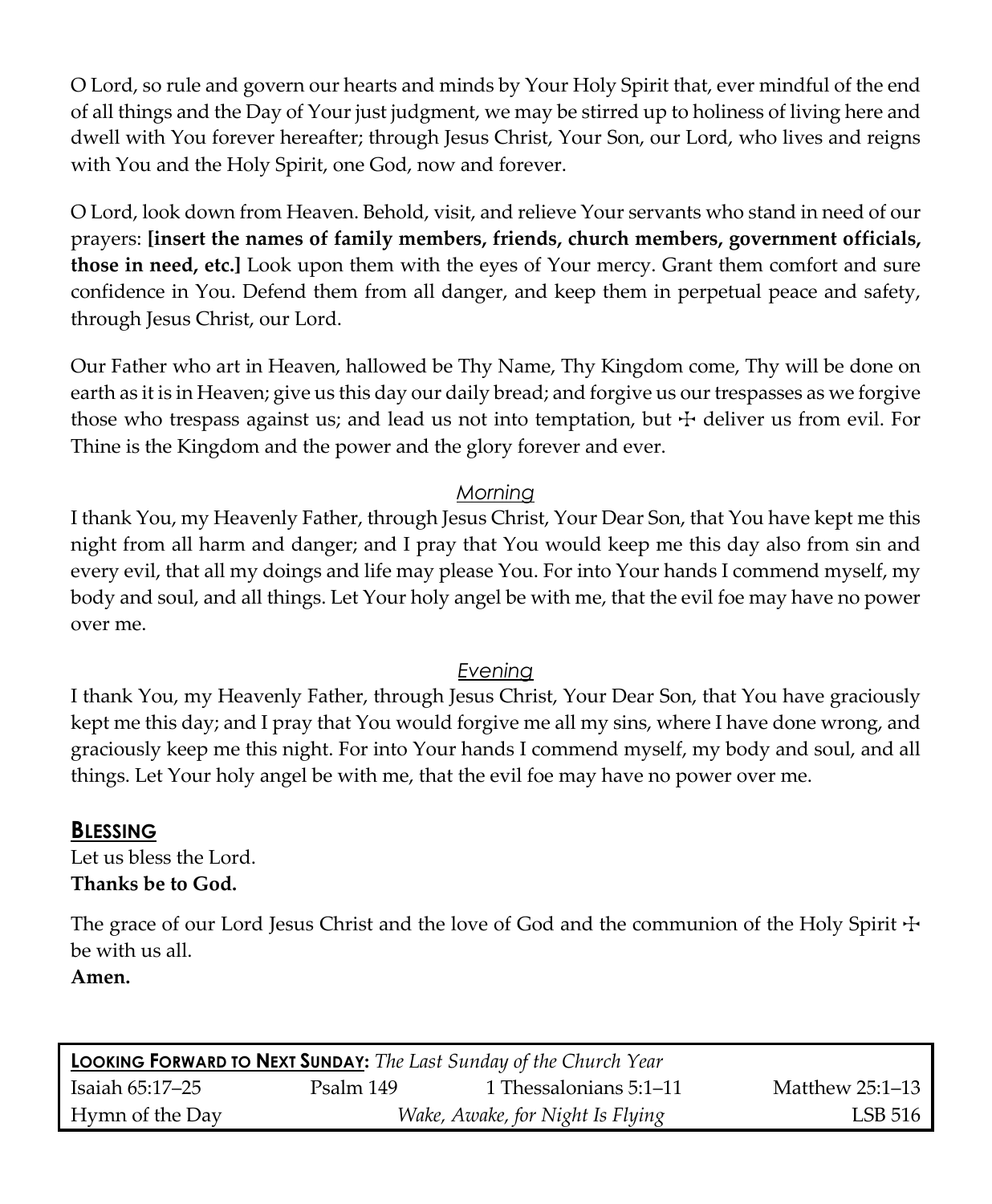O Lord, so rule and govern our hearts and minds by Your Holy Spirit that, ever mindful of the end of all things and the Day of Your just judgment, we may be stirred up to holiness of living here and dwell with You forever hereafter; through Jesus Christ, Your Son, our Lord, who lives and reigns with You and the Holy Spirit, one God, now and forever.

O Lord, look down from Heaven. Behold, visit, and relieve Your servants who stand in need of our prayers: **[insert the names of family members, friends, church members, government officials, those in need, etc.]** Look upon them with the eyes of Your mercy. Grant them comfort and sure confidence in You. Defend them from all danger, and keep them in perpetual peace and safety, through Jesus Christ, our Lord.

Our Father who art in Heaven, hallowed be Thy Name, Thy Kingdom come, Thy will be done on earth as it is in Heaven; give us this day our daily bread; and forgive us our trespasses as we forgive those who trespass against us; and lead us not into temptation, but ☩ deliver us from evil. For Thine is the Kingdom and the power and the glory forever and ever.

*Morning*

I thank You, my Heavenly Father, through Jesus Christ, Your Dear Son, that You have kept me this night from all harm and danger; and I pray that You would keep me this day also from sin and every evil, that all my doings and life may please You. For into Your hands I commend myself, my body and soul, and all things. Let Your holy angel be with me, that the evil foe may have no power over me.

*Evening*

I thank You, my Heavenly Father, through Jesus Christ, Your Dear Son, that You have graciously kept me this day; and I pray that You would forgive me all my sins, where I have done wrong, and graciously keep me this night. For into Your hands I commend myself, my body and soul, and all things. Let Your holy angel be with me, that the evil foe may have no power over me.

## BLESSING

Let us bless the Lord.
**Thanks be to God.**

The grace of our Lord Jesus Christ and the love of God and the communion of the Holy Spirit ☩ be with us all.
**Amen.**

| | | | |
|---|---|---|---|
| **LOOKING FORWARD TO NEXT SUNDAY:** *The Last Sunday of the Church Year* | | | |
| Isaiah 65:17–25 | Psalm 149 | 1 Thessalonians 5:1–11 | Matthew 25:1–13 |
| Hymn of the Day | *Wake, Awake, for Night Is Flying* | | LSB 516 |